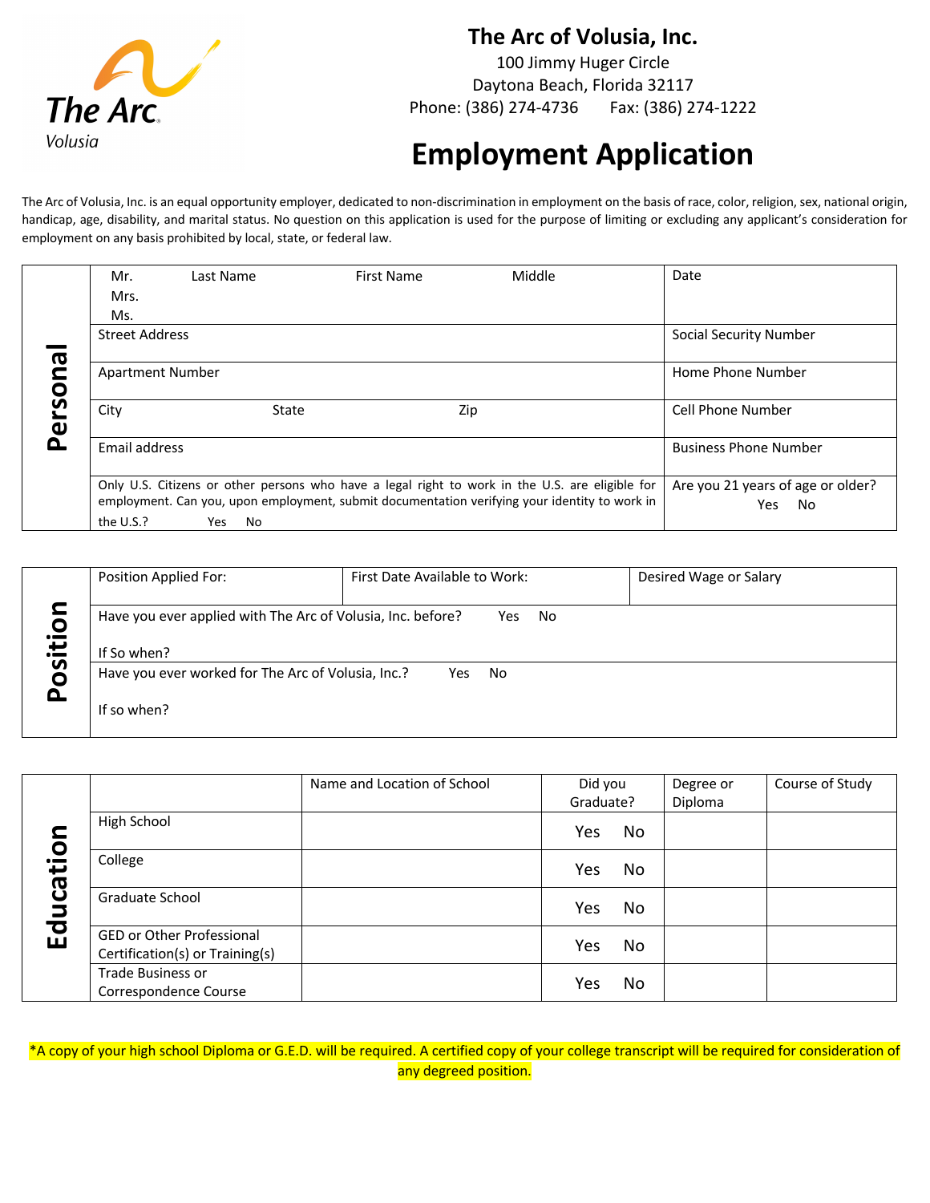# The Arc of Volusia, Inc.

100 Jimmy Huger Circle
Daytona Beach, Florida 32117
Phone: (386) 274-4736    Fax: (386) 274-1222

# Employment Application

The Arc of Volusia, Inc. is an equal opportunity employer, dedicated to non-discrimination in employment on the basis of race, color, religion, sex, national origin, handicap, age, disability, and marital status. No question on this application is used for the purpose of limiting or excluding any applicant's consideration for employment on any basis prohibited by local, state, or federal law.

## Personal

| | |
|---|---|
| Mr. / Mrs. / Ms.   Last Name   First Name   Middle | Date |
| Street Address | Social Security Number |
| Apartment Number | Home Phone Number |
| City   State   Zip | Cell Phone Number |
| Email address | Business Phone Number |
| Only U.S. Citizens or other persons who have a legal right to work in the U.S. are eligible for employment. Can you, upon employment, submit documentation verifying your identity to work in the U.S.?   Yes   No | Are you 21 years of age or older?   Yes   No |

## Position

| | | |
|---|---|---|
| Position Applied For: | First Date Available to Work: | Desired Wage or Salary |
| Have you ever applied with The Arc of Volusia, Inc. before?   Yes   No<br>If So when? | | |
| Have you ever worked for The Arc of Volusia, Inc.?   Yes   No<br>If so when? | | |

## Education

| | Name and Location of School | Did you Graduate? | Degree or Diploma | Course of Study |
|---|---|---|---|---|
| High School | | Yes   No | | |
| College | | Yes   No | | |
| Graduate School | | Yes   No | | |
| GED or Other Professional Certification(s) or Training(s) | | Yes   No | | |
| Trade Business or Correspondence Course | | Yes   No | | |

*A copy of your high school Diploma or G.E.D. will be required. A certified copy of your college transcript will be required for consideration of any degreed position.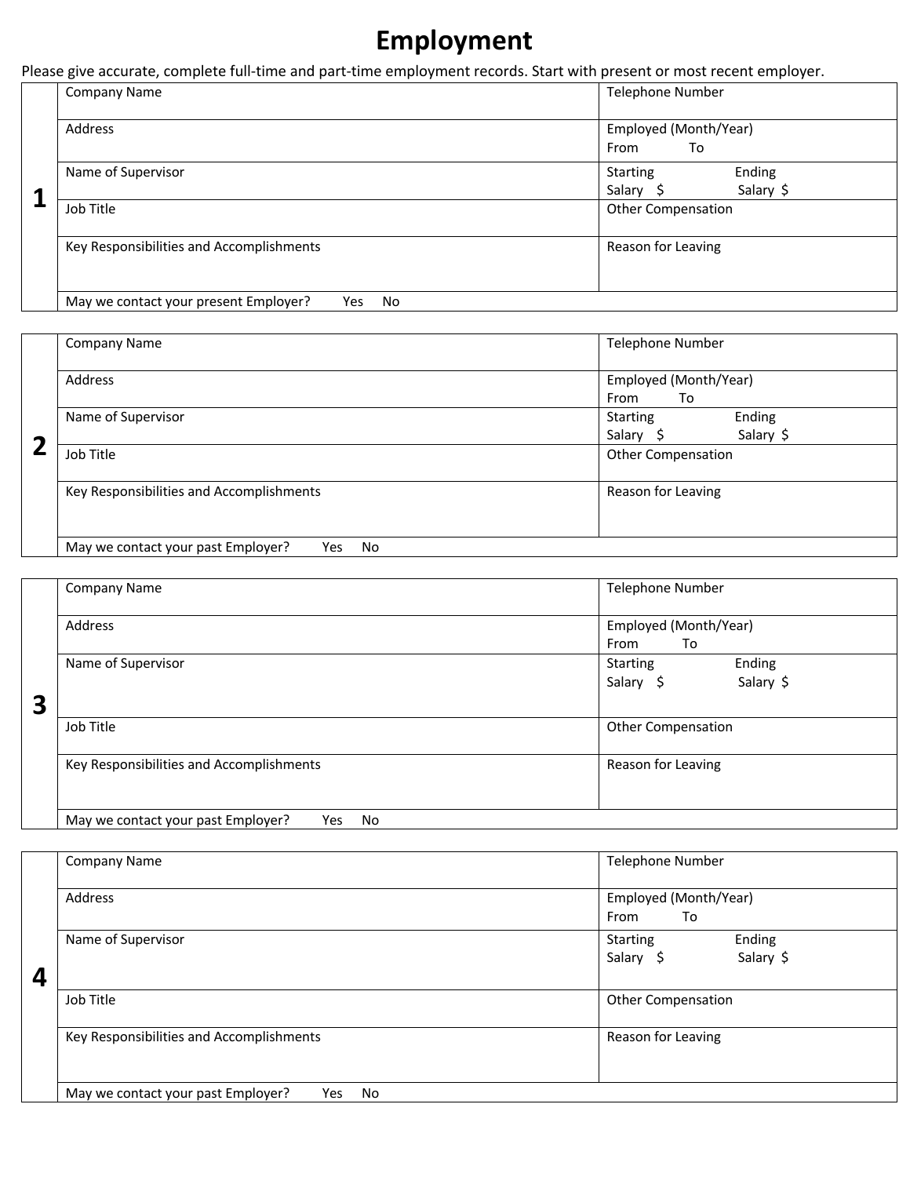# Employment

Please give accurate, complete full-time and part-time employment records. Start with present or most recent employer.

| | | |
|---|---|---|
| **1** | Company Name | Telephone Number |
| | Address | Employed (Month/Year)<br>From To |
| | Name of Supervisor | Starting Salary $ Ending Salary $ |
| | Job Title | Other Compensation |
| | Key Responsibilities and Accomplishments | Reason for Leaving |
| | May we contact your present Employer? Yes No | |

| | | |
|---|---|---|
| **2** | Company Name | Telephone Number |
| | Address | Employed (Month/Year)<br>From To |
| | Name of Supervisor | Starting Salary $ Ending Salary $ |
| | Job Title | Other Compensation |
| | Key Responsibilities and Accomplishments | Reason for Leaving |
| | May we contact your past Employer? Yes No | |

| | | |
|---|---|---|
| **3** | Company Name | Telephone Number |
| | Address | Employed (Month/Year)<br>From To |
| | Name of Supervisor | Starting Salary $ Ending Salary $ |
| | Job Title | Other Compensation |
| | Key Responsibilities and Accomplishments | Reason for Leaving |
| | May we contact your past Employer? Yes No | |

| | | |
|---|---|---|
| **4** | Company Name | Telephone Number |
| | Address | Employed (Month/Year)<br>From To |
| | Name of Supervisor | Starting Salary $ Ending Salary $ |
| | Job Title | Other Compensation |
| | Key Responsibilities and Accomplishments | Reason for Leaving |
| | May we contact your past Employer? Yes No | |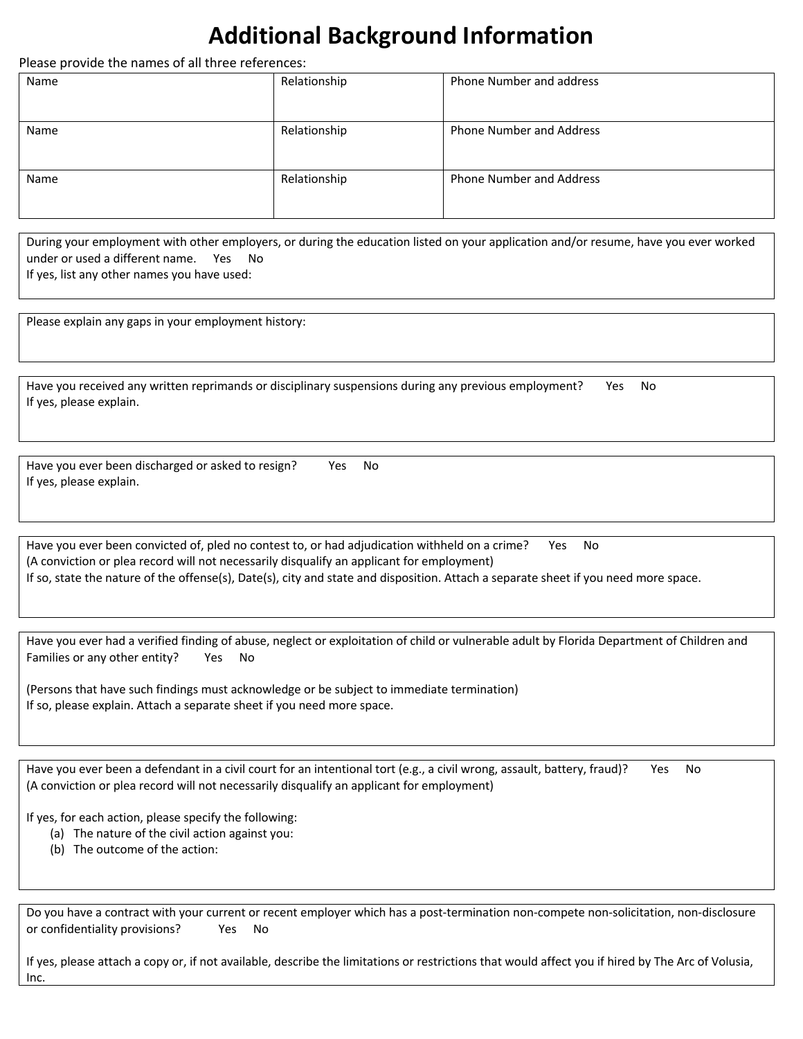# Additional Background Information

Please provide the names of all three references:

| Name | Relationship | Phone Number and address |
|---|---|---|
| Name | Relationship | Phone Number and Address |
| Name | Relationship | Phone Number and Address |

During your employment with other employers, or during the education listed on your application and/or resume, have you ever worked under or used a different name. Yes No

If yes, list any other names you have used:

Please explain any gaps in your employment history:

Have you received any written reprimands or disciplinary suspensions during any previous employment? Yes No

If yes, please explain.

Have you ever been discharged or asked to resign? Yes No

If yes, please explain.

Have you ever been convicted of, pled no contest to, or had adjudication withheld on a crime? Yes No

(A conviction or plea record will not necessarily disqualify an applicant for employment)

If so, state the nature of the offense(s), Date(s), city and state and disposition. Attach a separate sheet if you need more space.

Have you ever had a verified finding of abuse, neglect or exploitation of child or vulnerable adult by Florida Department of Children and Families or any other entity? Yes No

(Persons that have such findings must acknowledge or be subject to immediate termination)

If so, please explain. Attach a separate sheet if you need more space.

Have you ever been a defendant in a civil court for an intentional tort (e.g., a civil wrong, assault, battery, fraud)? Yes No

(A conviction or plea record will not necessarily disqualify an applicant for employment)

If yes, for each action, please specify the following:

(a) The nature of the civil action against you:

(b) The outcome of the action:

Do you have a contract with your current or recent employer which has a post-termination non-compete non-solicitation, non-disclosure or confidentiality provisions? Yes No

If yes, please attach a copy or, if not available, describe the limitations or restrictions that would affect you if hired by The Arc of Volusia, Inc.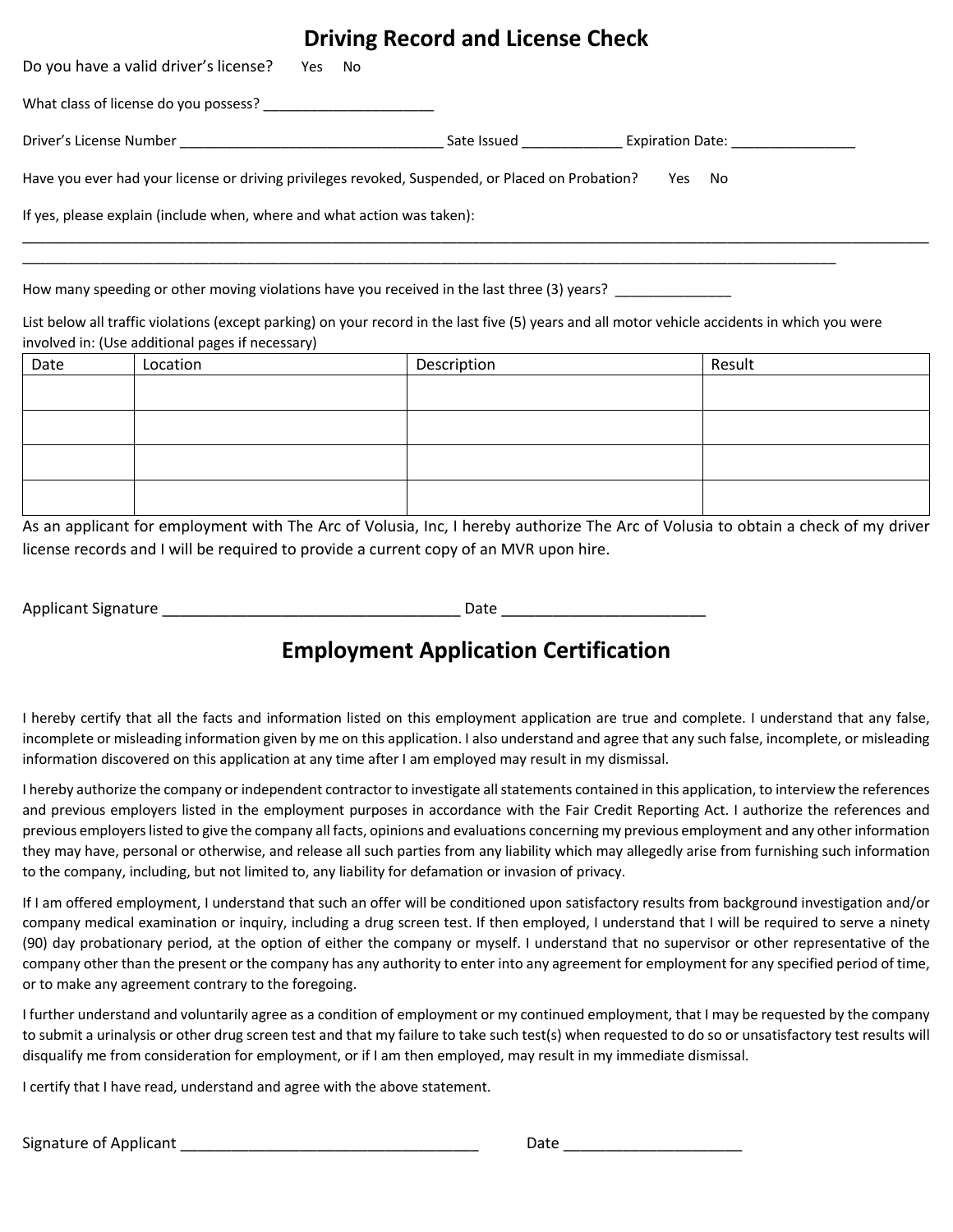## Driving Record and License Check

Do you have a valid driver's license? Yes No

What class of license do you possess? ______________________

Driver's License Number __________________________________ Sate Issued _____________ Expiration Date: ________________

Have you ever had your license or driving privileges revoked, Suspended, or Placed on Probation? Yes No

If yes, please explain (include when, where and what action was taken):

____________________________________________________________________________________________________________________

____________________________________________________________________________________________________________

How many speeding or other moving violations have you received in the last three (3) years? _______________

List below all traffic violations (except parking) on your record in the last five (5) years and all motor vehicle accidents in which you were involved in: (Use additional pages if necessary)

| Date | Location | Description | Result |
|---|---|---|---|
| | | | |
| | | | |
| | | | |
| | | | |

As an applicant for employment with The Arc of Volusia, Inc, I hereby authorize The Arc of Volusia to obtain a check of my driver license records and I will be required to provide a current copy of an MVR upon hire.

Applicant Signature ___________________________________ Date ________________________

## Employment Application Certification

I hereby certify that all the facts and information listed on this employment application are true and complete. I understand that any false, incomplete or misleading information given by me on this application. I also understand and agree that any such false, incomplete, or misleading information discovered on this application at any time after I am employed may result in my dismissal.

I hereby authorize the company or independent contractor to investigate all statements contained in this application, to interview the references and previous employers listed in the employment purposes in accordance with the Fair Credit Reporting Act. I authorize the references and previous employers listed to give the company all facts, opinions and evaluations concerning my previous employment and any other information they may have, personal or otherwise, and release all such parties from any liability which may allegedly arise from furnishing such information to the company, including, but not limited to, any liability for defamation or invasion of privacy.

If I am offered employment, I understand that such an offer will be conditioned upon satisfactory results from background investigation and/or company medical examination or inquiry, including a drug screen test. If then employed, I understand that I will be required to serve a ninety (90) day probationary period, at the option of either the company or myself. I understand that no supervisor or other representative of the company other than the present or the company has any authority to enter into any agreement for employment for any specified period of time, or to make any agreement contrary to the foregoing.

I further understand and voluntarily agree as a condition of employment or my continued employment, that I may be requested by the company to submit a urinalysis or other drug screen test and that my failure to take such test(s) when requested to do so or unsatisfactory test results will disqualify me from consideration for employment, or if I am then employed, may result in my immediate dismissal.

I certify that I have read, understand and agree with the above statement.

Signature of Applicant ____________________________________ Date _____________________